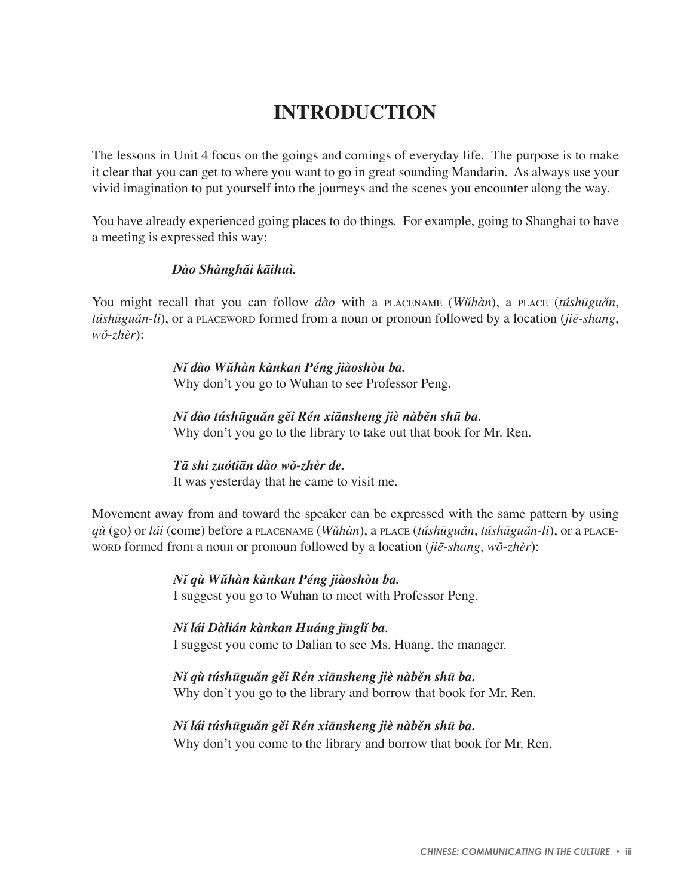# INTRODUCTION

The lessons in Unit 4 focus on the goings and comings of everyday life. The purpose is to make it clear that you can get to where you want to go in great sounding Mandarin. As always use your vivid imagination to put yourself into the journeys and the scenes you encounter along the way.

You have already experienced going places to do things. For example, going to Shanghai to have a meeting is expressed this way:

> ***Dào Shànghǎi kāihuì.***

You might recall that you can follow *dào* with a PLACENAME (*Wǔhàn*), a PLACE (*túshūguǎn*, *túshūguǎn-li*), or a PLACEWORD formed from a noun or pronoun followed by a location (*jiē-shang*, *wǒ-zhèr*):

> ***Nǐ dào Wǔhàn kànkan Péng jiàoshòu ba.***
> Why don't you go to Wuhan to see Professor Peng.
>
> ***Nǐ dào túshūguǎn gěi Rén xiānsheng jiè nàběn shū ba***.
> Why don't you go to the library to take out that book for Mr. Ren.
>
> ***Tā shi zuótiān dào wǒ-zhèr de.***
> It was yesterday that he came to visit me.

Movement away from and toward the speaker can be expressed with the same pattern by using *qù* (go) or *lái* (come) before a PLACENAME (*Wǔhàn*), a PLACE (*túshūguǎn*, *túshūguǎn-li*), or a PLACEWORD formed from a noun or pronoun followed by a location (*jiē-shang*, *wǒ-zhèr*):

> ***Nǐ qù Wǔhàn kànkan Péng jiàoshòu ba.***
> I suggest you go to Wuhan to meet with Professor Peng.
>
> ***Nǐ lái Dàlián kànkan Huáng jīnglǐ ba***.
> I suggest you come to Dalian to see Ms. Huang, the manager.
>
> ***Nǐ qù túshūguǎn gěi Rén xiānsheng jiè nàběn shū ba.***
> Why don't you go to the library and borrow that book for Mr. Ren.
>
> ***Nǐ lái túshūguǎn gěi Rén xiānsheng jiè nàběn shū ba.***
> Why don't you come to the library and borrow that book for Mr. Ren.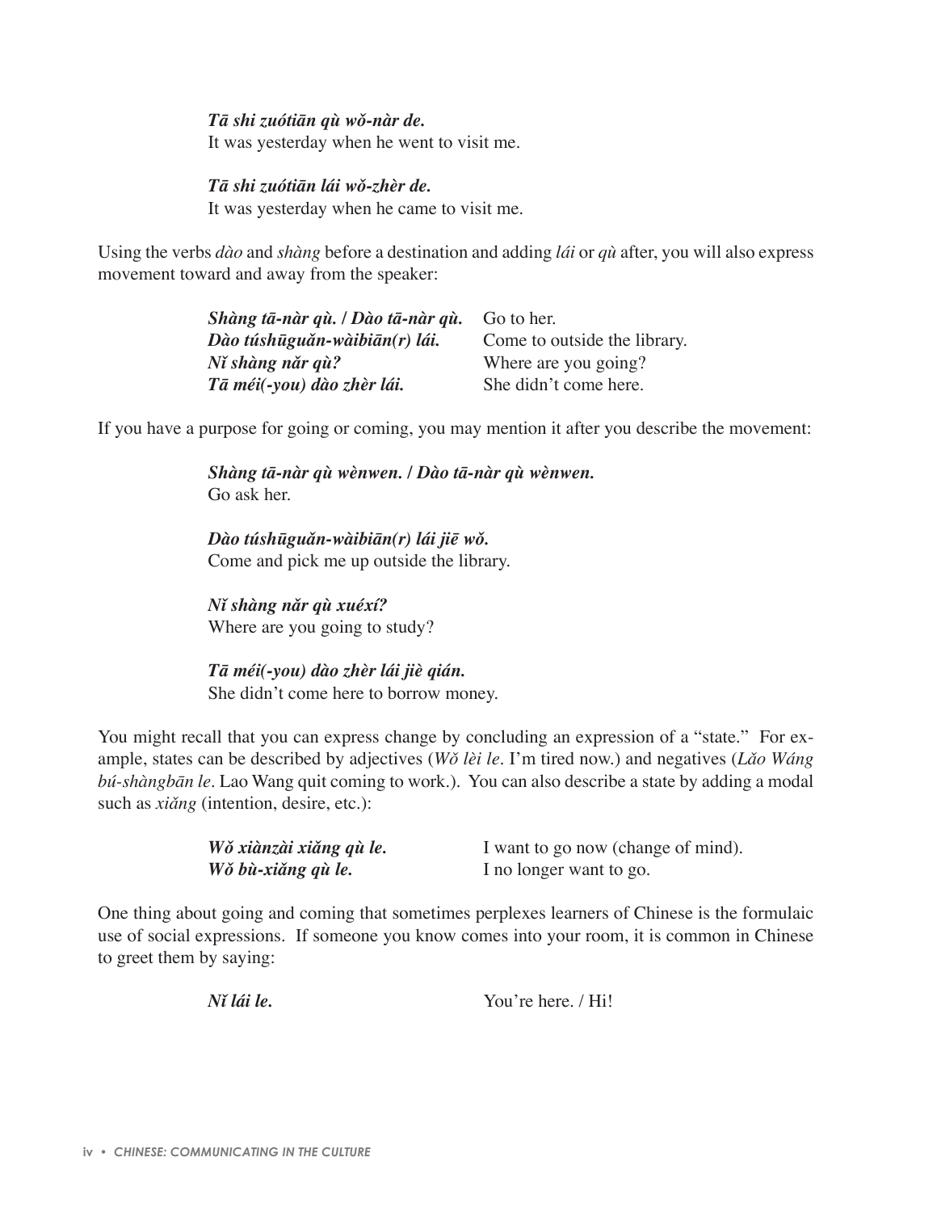***Tā shi zuótiān qù wǒ-nàr de.***
It was yesterday when he went to visit me.

***Tā shi zuótiān lái wǒ-zhèr de.***
It was yesterday when he came to visit me.

Using the verbs *dào* and *shàng* before a destination and adding *lái* or *qù* after, you will also express movement toward and away from the speaker:

| | |
|---|---|
| ***Shàng tā-nàr qù. / Dào tā-nàr qù.*** | Go to her. |
| ***Dào túshūguǎn-wàibiān(r) lái.*** | Come to outside the library. |
| ***Nǐ shàng nǎr qù?*** | Where are you going? |
| ***Tā méi(-you) dào zhèr lái.*** | She didn't come here. |

If you have a purpose for going or coming, you may mention it after you describe the movement:

***Shàng tā-nàr qù wènwen. / Dào tā-nàr qù wènwen.***
Go ask her.

***Dào túshūguǎn-wàibiān(r) lái jiē wǒ.***
Come and pick me up outside the library.

***Nǐ shàng nǎr qù xuéxí?***
Where are you going to study?

***Tā méi(-you) dào zhèr lái jiè qián.***
She didn't come here to borrow money.

You might recall that you can express change by concluding an expression of a "state." For example, states can be described by adjectives (*Wǒ lèi le*. I'm tired now.) and negatives (*Lǎo Wáng bú-shàngbān le*. Lao Wang quit coming to work.). You can also describe a state by adding a modal such as *xiǎng* (intention, desire, etc.):

| | |
|---|---|
| ***Wǒ xiànzài xiǎng qù le.*** | I want to go now (change of mind). |
| ***Wǒ bù-xiǎng qù le.*** | I no longer want to go. |

One thing about going and coming that sometimes perplexes learners of Chinese is the formulaic use of social expressions. If someone you know comes into your room, it is common in Chinese to greet them by saying:

| | |
|---|---|
| ***Nǐ lái le.*** | You're here. / Hi! |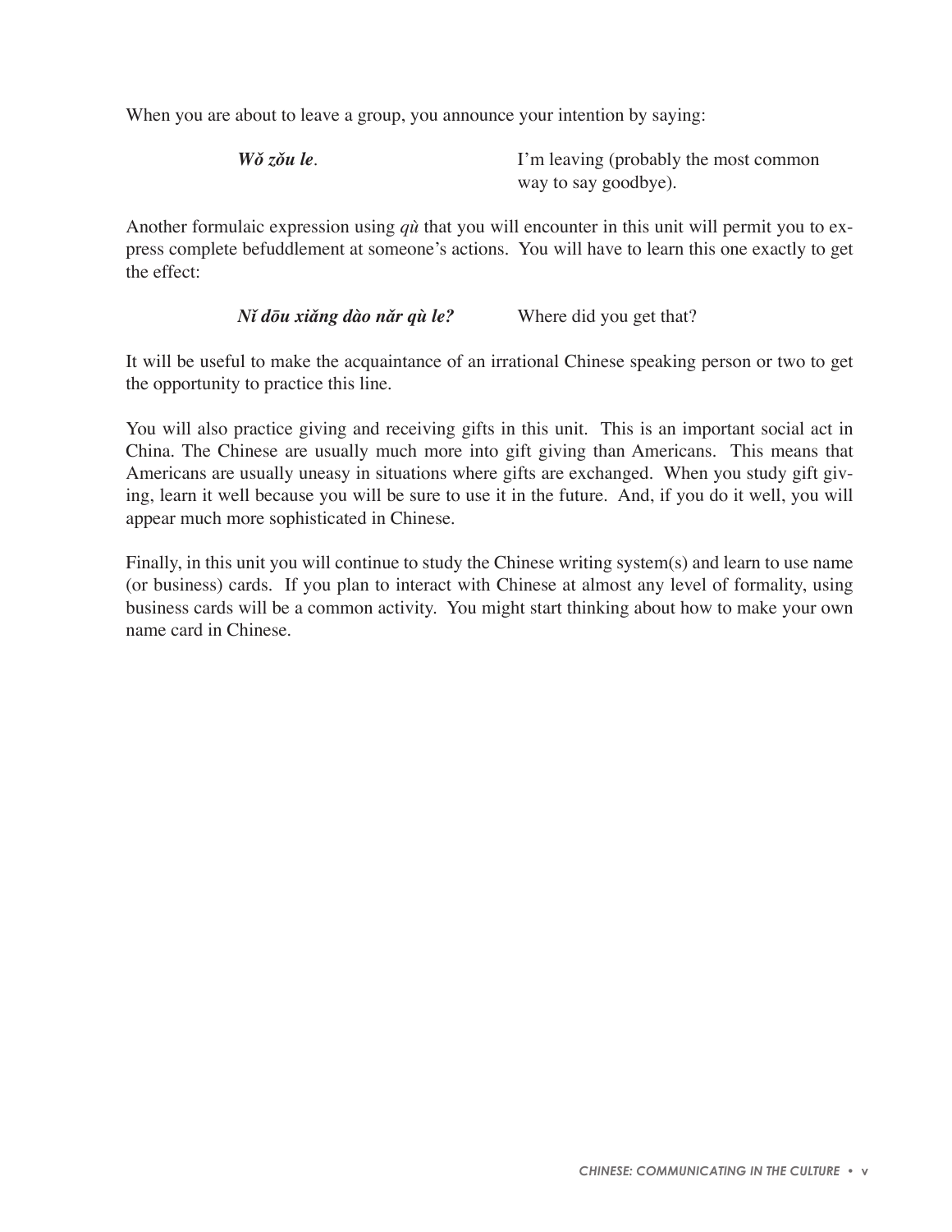When you are about to leave a group, you announce your intention by saying:

| | |
|---|---|
| ***Wǒ zǒu le***. | I'm leaving (probably the most common way to say goodbye). |

Another formulaic expression using *qù* that you will encounter in this unit will permit you to express complete befuddlement at someone's actions. You will have to learn this one exactly to get the effect:

| | |
|---|---|
| ***Nǐ dōu xiǎng dào nǎr qù le?*** | Where did you get that? |

It will be useful to make the acquaintance of an irrational Chinese speaking person or two to get the opportunity to practice this line.

You will also practice giving and receiving gifts in this unit. This is an important social act in China. The Chinese are usually much more into gift giving than Americans. This means that Americans are usually uneasy in situations where gifts are exchanged. When you study gift giving, learn it well because you will be sure to use it in the future. And, if you do it well, you will appear much more sophisticated in Chinese.

Finally, in this unit you will continue to study the Chinese writing system(s) and learn to use name (or business) cards. If you plan to interact with Chinese at almost any level of formality, using business cards will be a common activity. You might start thinking about how to make your own name card in Chinese.